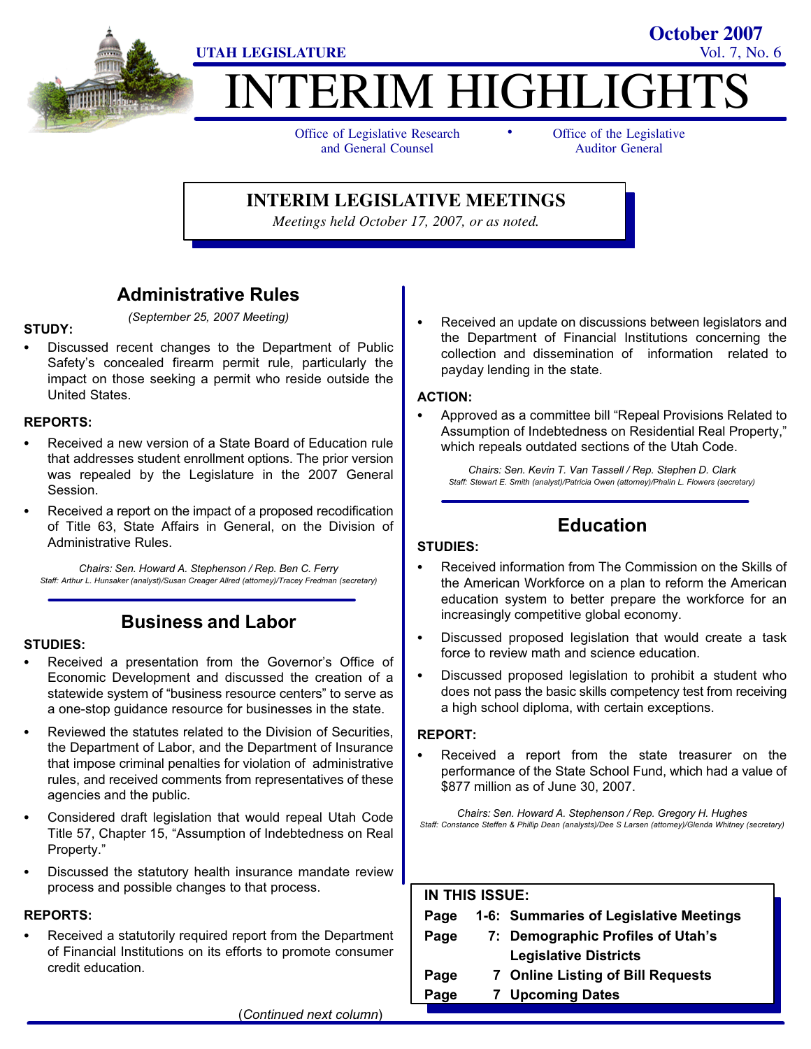UTAH LEGISLATURE

October 2007
Vol. 7, No. 6

# INTERIM HIGHLIGHTS

Office of Legislative Research and General Counsel • Office of the Legislative Auditor General

## INTERIM LEGISLATIVE MEETINGS

*Meetings held October 17, 2007, or as noted.*

## Administrative Rules

*(September 25, 2007 Meeting)*

**STUDY:**

- Discussed recent changes to the Department of Public Safety's concealed firearm permit rule, particularly the impact on those seeking a permit who reside outside the United States.

**REPORTS:**

- Received a new version of a State Board of Education rule that addresses student enrollment options. The prior version was repealed by the Legislature in the 2007 General Session.
- Received a report on the impact of a proposed recodification of Title 63, State Affairs in General, on the Division of Administrative Rules.

*Chairs: Sen. Howard A. Stephenson / Rep. Ben C. Ferry*
*Staff: Arthur L. Hunsaker (analyst)/Susan Creager Allred (attorney)/Tracey Fredman (secretary)*

## Business and Labor

**STUDIES:**

- Received a presentation from the Governor's Office of Economic Development and discussed the creation of a statewide system of "business resource centers" to serve as a one-stop guidance resource for businesses in the state.
- Reviewed the statutes related to the Division of Securities, the Department of Labor, and the Department of Insurance that impose criminal penalties for violation of administrative rules, and received comments from representatives of these agencies and the public.
- Considered draft legislation that would repeal Utah Code Title 57, Chapter 15, "Assumption of Indebtedness on Real Property."
- Discussed the statutory health insurance mandate review process and possible changes to that process.

**REPORTS:**

- Received a statutorily required report from the Department of Financial Institutions on its efforts to promote consumer credit education.
- Received an update on discussions between legislators and the Department of Financial Institutions concerning the collection and dissemination of information related to payday lending in the state.

**ACTION:**

- Approved as a committee bill "Repeal Provisions Related to Assumption of Indebtedness on Residential Real Property," which repeals outdated sections of the Utah Code.

*Chairs: Sen. Kevin T. Van Tassell / Rep. Stephen D. Clark*
*Staff: Stewart E. Smith (analyst)/Patricia Owen (attorney)/Phalin L. Flowers (secretary)*

## Education

**STUDIES:**

- Received information from The Commission on the Skills of the American Workforce on a plan to reform the American education system to better prepare the workforce for an increasingly competitive global economy.
- Discussed proposed legislation that would create a task force to review math and science education.
- Discussed proposed legislation to prohibit a student who does not pass the basic skills competency test from receiving a high school diploma, with certain exceptions.

**REPORT:**

- Received a report from the state treasurer on the performance of the State School Fund, which had a value of $877 million as of June 30, 2007.

*Chairs: Sen. Howard A. Stephenson / Rep. Gregory H. Hughes*
*Staff: Constance Steffen & Phillip Dean (analysts)/Dee S Larsen (attorney)/Glenda Whitney (secretary)*

**IN THIS ISSUE:**

| | | |
|---|---|---|
| **Page** | **1-6:** | **Summaries of Legislative Meetings** |
| **Page** | **7:** | **Demographic Profiles of Utah's Legislative Districts** |
| **Page** | **7** | **Online Listing of Bill Requests** |
| **Page** | **7** | **Upcoming Dates** |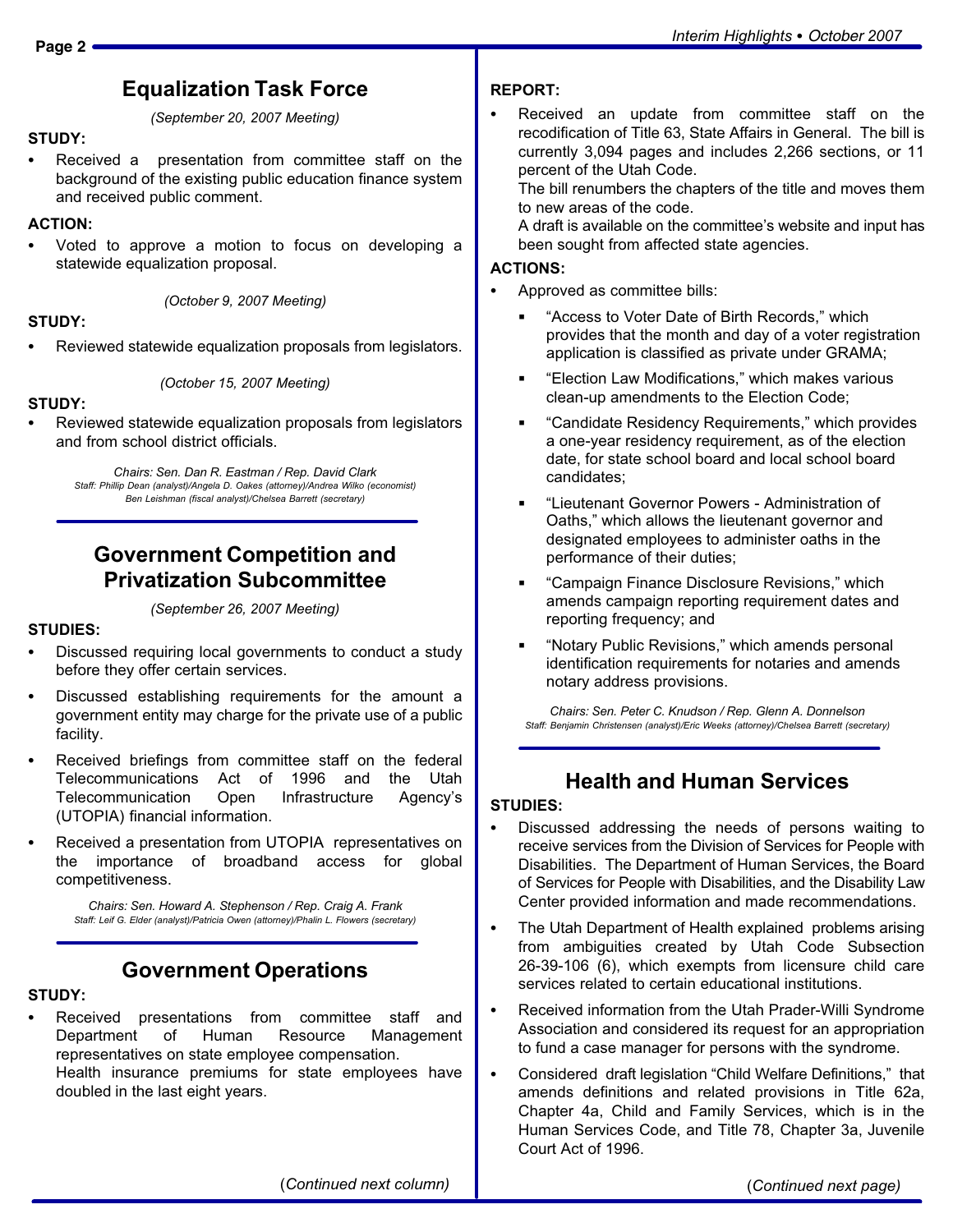## Equalization Task Force

*(September 20, 2007 Meeting)*

**STUDY:**

- Received a presentation from committee staff on the background of the existing public education finance system and received public comment.

**ACTION:**

- Voted to approve a motion to focus on developing a statewide equalization proposal.

*(October 9, 2007 Meeting)*

**STUDY:**

- Reviewed statewide equalization proposals from legislators.

*(October 15, 2007 Meeting)*

**STUDY:**

- Reviewed statewide equalization proposals from legislators and from school district officials.

*Chairs: Sen. Dan R. Eastman / Rep. David Clark*
*Staff: Phillip Dean (analyst)/Angela D. Oakes (attorney)/Andrea Wilko (economist) Ben Leishman (fiscal analyst)/Chelsea Barrett (secretary)*

## Government Competition and Privatization Subcommittee

*(September 26, 2007 Meeting)*

**STUDIES:**

- Discussed requiring local governments to conduct a study before they offer certain services.
- Discussed establishing requirements for the amount a government entity may charge for the private use of a public facility.
- Received briefings from committee staff on the federal Telecommunications Act of 1996 and the Utah Telecommunication Open Infrastructure Agency's (UTOPIA) financial information.
- Received a presentation from UTOPIA representatives on the importance of broadband access for global competitiveness.

*Chairs: Sen. Howard A. Stephenson / Rep. Craig A. Frank*
*Staff: Leif G. Elder (analyst)/Patricia Owen (attorney)/Phalin L. Flowers (secretary)*

## Government Operations

**STUDY:**

- Received presentations from committee staff and Department of Human Resource Management representatives on state employee compensation.
  Health insurance premiums for state employees have doubled in the last eight years.

**REPORT:**

- Received an update from committee staff on the recodification of Title 63, State Affairs in General. The bill is currently 3,094 pages and includes 2,266 sections, or 11 percent of the Utah Code.
  The bill renumbers the chapters of the title and moves them to new areas of the code.
  A draft is available on the committee's website and input has been sought from affected state agencies.

**ACTIONS:**

- Approved as committee bills:
  - "Access to Voter Date of Birth Records," which provides that the month and day of a voter registration application is classified as private under GRAMA;
  - "Election Law Modifications," which makes various clean-up amendments to the Election Code;
  - "Candidate Residency Requirements," which provides a one-year residency requirement, as of the election date, for state school board and local school board candidates;
  - "Lieutenant Governor Powers - Administration of Oaths," which allows the lieutenant governor and designated employees to administer oaths in the performance of their duties;
  - "Campaign Finance Disclosure Revisions," which amends campaign reporting requirement dates and reporting frequency; and
  - "Notary Public Revisions," which amends personal identification requirements for notaries and amends notary address provisions.

*Chairs: Sen. Peter C. Knudson / Rep. Glenn A. Donnelson*
*Staff: Benjamin Christensen (analyst)/Eric Weeks (attorney)/Chelsea Barrett (secretary)*

## Health and Human Services

**STUDIES:**

- Discussed addressing the needs of persons waiting to receive services from the Division of Services for People with Disabilities. The Department of Human Services, the Board of Services for People with Disabilities, and the Disability Law Center provided information and made recommendations.
- The Utah Department of Health explained problems arising from ambiguities created by Utah Code Subsection 26-39-106 (6), which exempts from licensure child care services related to certain educational institutions.
- Received information from the Utah Prader-Willi Syndrome Association and considered its request for an appropriation to fund a case manager for persons with the syndrome.
- Considered draft legislation "Child Welfare Definitions," that amends definitions and related provisions in Title 62a, Chapter 4a, Child and Family Services, which is in the Human Services Code, and Title 78, Chapter 3a, Juvenile Court Act of 1996.

*(Continued next page)*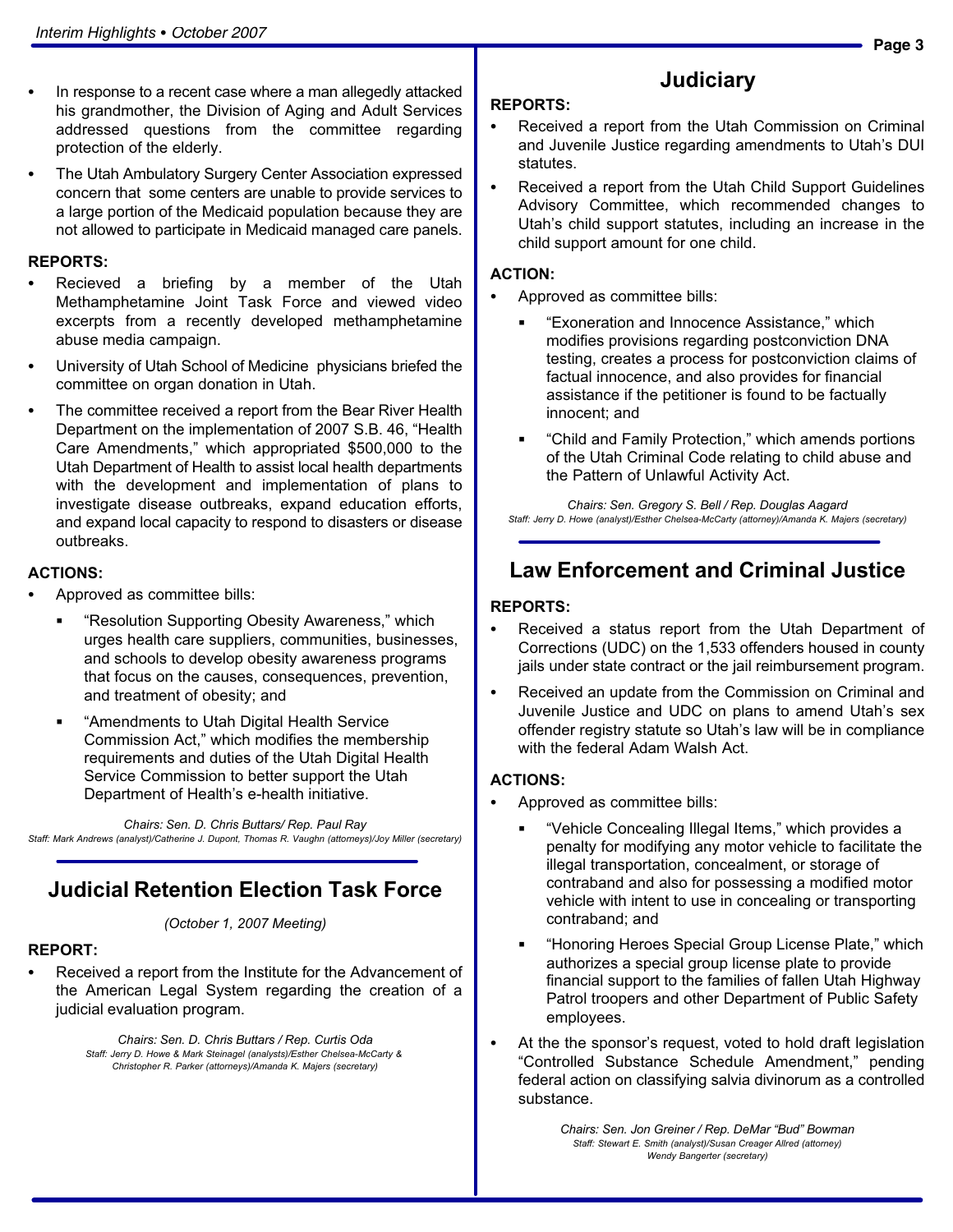- In response to a recent case where a man allegedly attacked his grandmother, the Division of Aging and Adult Services addressed questions from the committee regarding protection of the elderly.
- The Utah Ambulatory Surgery Center Association expressed concern that some centers are unable to provide services to a large portion of the Medicaid population because they are not allowed to participate in Medicaid managed care panels.

**REPORTS:**

- Recieved a briefing by a member of the Utah Methamphetamine Joint Task Force and viewed video excerpts from a recently developed methamphetamine abuse media campaign.
- University of Utah School of Medicine physicians briefed the committee on organ donation in Utah.
- The committee received a report from the Bear River Health Department on the implementation of 2007 S.B. 46, "Health Care Amendments," which appropriated $500,000 to the Utah Department of Health to assist local health departments with the development and implementation of plans to investigate disease outbreaks, expand education efforts, and expand local capacity to respond to disasters or disease outbreaks.

**ACTIONS:**

- Approved as committee bills:
  - "Resolution Supporting Obesity Awareness," which urges health care suppliers, communities, businesses, and schools to develop obesity awareness programs that focus on the causes, consequences, prevention, and treatment of obesity; and
  - "Amendments to Utah Digital Health Service Commission Act," which modifies the membership requirements and duties of the Utah Digital Health Service Commission to better support the Utah Department of Health's e-health initiative.

*Chairs: Sen. D. Chris Buttars/ Rep. Paul Ray*
*Staff: Mark Andrews (analyst)/Catherine J. Dupont, Thomas R. Vaughn (attorneys)/Joy Miller (secretary)*

## Judicial Retention Election Task Force

*(October 1, 2007 Meeting)*

**REPORT:**

- Received a report from the Institute for the Advancement of the American Legal System regarding the creation of a judicial evaluation program.

*Chairs: Sen. D. Chris Buttars / Rep. Curtis Oda*
*Staff: Jerry D. Howe & Mark Steinagel (analysts)/Esther Chelsea-McCarty & Christopher R. Parker (attorneys)/Amanda K. Majers (secretary)*

## Judiciary

**REPORTS:**

- Received a report from the Utah Commission on Criminal and Juvenile Justice regarding amendments to Utah's DUI statutes.
- Received a report from the Utah Child Support Guidelines Advisory Committee, which recommended changes to Utah's child support statutes, including an increase in the child support amount for one child.

**ACTION:**

- Approved as committee bills:
  - "Exoneration and Innocence Assistance," which modifies provisions regarding postconviction DNA testing, creates a process for postconviction claims of factual innocence, and also provides for financial assistance if the petitioner is found to be factually innocent; and
  - "Child and Family Protection," which amends portions of the Utah Criminal Code relating to child abuse and the Pattern of Unlawful Activity Act.

*Chairs: Sen. Gregory S. Bell / Rep. Douglas Aagard*
*Staff: Jerry D. Howe (analyst)/Esther Chelsea-McCarty (attorney)/Amanda K. Majers (secretary)*

## Law Enforcement and Criminal Justice

**REPORTS:**

- Received a status report from the Utah Department of Corrections (UDC) on the 1,533 offenders housed in county jails under state contract or the jail reimbursement program.
- Received an update from the Commission on Criminal and Juvenile Justice and UDC on plans to amend Utah's sex offender registry statute so Utah's law will be in compliance with the federal Adam Walsh Act.

**ACTIONS:**

- Approved as committee bills:
  - "Vehicle Concealing Illegal Items," which provides a penalty for modifying any motor vehicle to facilitate the illegal transportation, concealment, or storage of contraband and also for possessing a modified motor vehicle with intent to use in concealing or transporting contraband; and
  - "Honoring Heroes Special Group License Plate," which authorizes a special group license plate to provide financial support to the families of fallen Utah Highway Patrol troopers and other Department of Public Safety employees.
- At the the sponsor's request, voted to hold draft legislation "Controlled Substance Schedule Amendment," pending federal action on classifying salvia divinorum as a controlled substance.

*Chairs: Sen. Jon Greiner / Rep. DeMar "Bud" Bowman*
*Staff: Stewart E. Smith (analyst)/Susan Creager Allred (attorney) Wendy Bangerter (secretary)*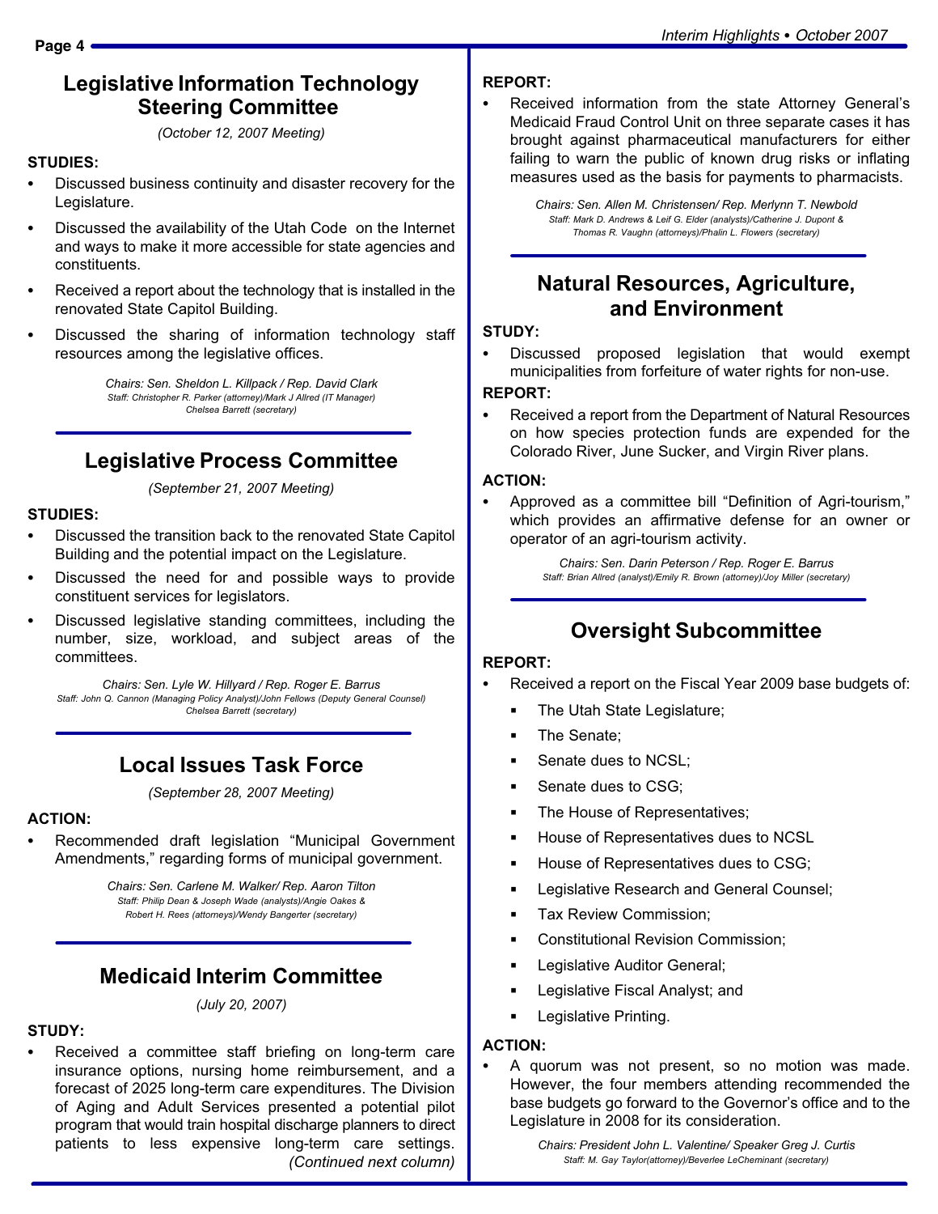## Legislative Information Technology Steering Committee

*(October 12, 2007 Meeting)*

**STUDIES:**

- Discussed business continuity and disaster recovery for the Legislature.
- Discussed the availability of the Utah Code on the Internet and ways to make it more accessible for state agencies and constituents.
- Received a report about the technology that is installed in the renovated State Capitol Building.
- Discussed the sharing of information technology staff resources among the legislative offices.

*Chairs: Sen. Sheldon L. Killpack / Rep. David Clark*
*Staff: Christopher R. Parker (attorney)/Mark J Allred (IT Manager) Chelsea Barrett (secretary)*

## Legislative Process Committee

*(September 21, 2007 Meeting)*

**STUDIES:**

- Discussed the transition back to the renovated State Capitol Building and the potential impact on the Legislature.
- Discussed the need for and possible ways to provide constituent services for legislators.
- Discussed legislative standing committees, including the number, size, workload, and subject areas of the committees.

*Chairs: Sen. Lyle W. Hillyard / Rep. Roger E. Barrus*
*Staff: John Q. Cannon (Managing Policy Analyst)/John Fellows (Deputy General Counsel) Chelsea Barrett (secretary)*

## Local Issues Task Force

*(September 28, 2007 Meeting)*

**ACTION:**

- Recommended draft legislation "Municipal Government Amendments," regarding forms of municipal government.

*Chairs: Sen. Carlene M. Walker/ Rep. Aaron Tilton*
*Staff: Philip Dean & Joseph Wade (analysts)/Angie Oakes & Robert H. Rees (attorneys)/Wendy Bangerter (secretary)*

## Medicaid Interim Committee

*(July 20, 2007)*

**STUDY:**

- Received a committee staff briefing on long-term care insurance options, nursing home reimbursement, and a forecast of 2025 long-term care expenditures. The Division of Aging and Adult Services presented a potential pilot program that would train hospital discharge planners to direct patients to less expensive long-term care settings.

**REPORT:**

- Received information from the state Attorney General's Medicaid Fraud Control Unit on three separate cases it has brought against pharmaceutical manufacturers for either failing to warn the public of known drug risks or inflating measures used as the basis for payments to pharmacists.

*Chairs: Sen. Allen M. Christensen/ Rep. Merlynn T. Newbold*
*Staff: Mark D. Andrews & Leif G. Elder (analysts)/Catherine J. Dupont & Thomas R. Vaughn (attorneys)/Phalin L. Flowers (secretary)*

## Natural Resources, Agriculture, and Environment

**STUDY:**

- Discussed proposed legislation that would exempt municipalities from forfeiture of water rights for non-use.

**REPORT:**

- Received a report from the Department of Natural Resources on how species protection funds are expended for the Colorado River, June Sucker, and Virgin River plans.

**ACTION:**

- Approved as a committee bill "Definition of Agri-tourism," which provides an affirmative defense for an owner or operator of an agri-tourism activity.

*Chairs: Sen. Darin Peterson / Rep. Roger E. Barrus*
*Staff: Brian Allred (analyst)/Emily R. Brown (attorney)/Joy Miller (secretary)*

## Oversight Subcommittee

**REPORT:**

- Received a report on the Fiscal Year 2009 base budgets of:
  - The Utah State Legislature;
  - The Senate;
  - Senate dues to NCSL;
  - Senate dues to CSG;
  - The House of Representatives;
  - House of Representatives dues to NCSL
  - House of Representatives dues to CSG;
  - Legislative Research and General Counsel;
  - Tax Review Commission;
  - Constitutional Revision Commission;
  - Legislative Auditor General;
  - Legislative Fiscal Analyst; and
  - Legislative Printing.

**ACTION:**

- A quorum was not present, so no motion was made. However, the four members attending recommended the base budgets go forward to the Governor's office and to the Legislature in 2008 for its consideration.

*Chairs: President John L. Valentine/ Speaker Greg J. Curtis*
*Staff: M. Gay Taylor(attorney)/Beverlee LeCheminant (secretary)*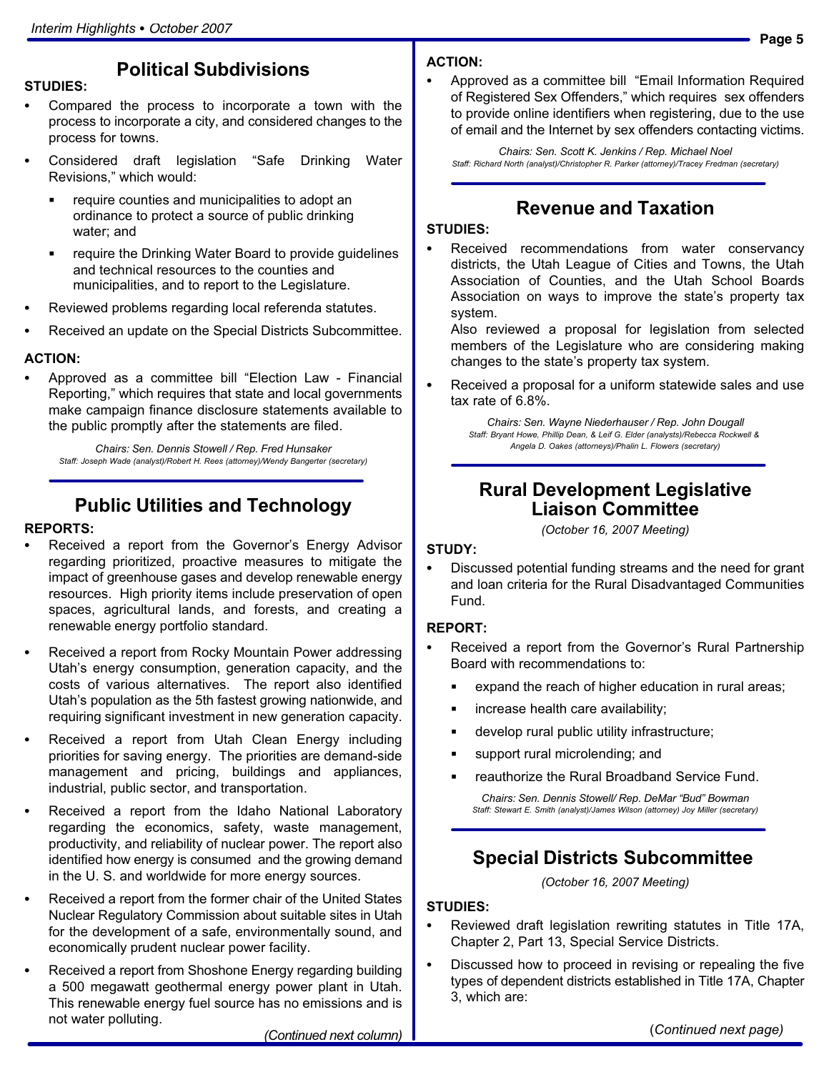## Political Subdivisions

**STUDIES:**

- Compared the process to incorporate a town with the process to incorporate a city, and considered changes to the process for towns.
- Considered draft legislation "Safe Drinking Water Revisions," which would:
  - require counties and municipalities to adopt an ordinance to protect a source of public drinking water; and
  - require the Drinking Water Board to provide guidelines and technical resources to the counties and municipalities, and to report to the Legislature.
- Reviewed problems regarding local referenda statutes.
- Received an update on the Special Districts Subcommittee.

**ACTION:**

- Approved as a committee bill "Election Law - Financial Reporting," which requires that state and local governments make campaign finance disclosure statements available to the public promptly after the statements are filed.

*Chairs: Sen. Dennis Stowell / Rep. Fred Hunsaker*
*Staff: Joseph Wade (analyst)/Robert H. Rees (attorney)/Wendy Bangerter (secretary)*

## Public Utilities and Technology

**REPORTS:**

- Received a report from the Governor's Energy Advisor regarding prioritized, proactive measures to mitigate the impact of greenhouse gases and develop renewable energy resources. High priority items include preservation of open spaces, agricultural lands, and forests, and creating a renewable energy portfolio standard.
- Received a report from Rocky Mountain Power addressing Utah's energy consumption, generation capacity, and the costs of various alternatives. The report also identified Utah's population as the 5th fastest growing nationwide, and requiring significant investment in new generation capacity.
- Received a report from Utah Clean Energy including priorities for saving energy. The priorities are demand-side management and pricing, buildings and appliances, industrial, public sector, and transportation.
- Received a report from the Idaho National Laboratory regarding the economics, safety, waste management, productivity, and reliability of nuclear power. The report also identified how energy is consumed and the growing demand in the U. S. and worldwide for more energy sources.
- Received a report from the former chair of the United States Nuclear Regulatory Commission about suitable sites in Utah for the development of a safe, environmentally sound, and economically prudent nuclear power facility.
- Received a report from Shoshone Energy regarding building a 500 megawatt geothermal energy power plant in Utah. This renewable energy fuel source has no emissions and is not water polluting.

**ACTION:**

- Approved as a committee bill "Email Information Required of Registered Sex Offenders," which requires sex offenders to provide online identifiers when registering, due to the use of email and the Internet by sex offenders contacting victims.

*Chairs: Sen. Scott K. Jenkins / Rep. Michael Noel*
*Staff: Richard North (analyst)/Christopher R. Parker (attorney)/Tracey Fredman (secretary)*

## Revenue and Taxation

**STUDIES:**

- Received recommendations from water conservancy districts, the Utah League of Cities and Towns, the Utah Association of Counties, and the Utah School Boards Association on ways to improve the state's property tax system.
  Also reviewed a proposal for legislation from selected members of the Legislature who are considering making changes to the state's property tax system.
- Received a proposal for a uniform statewide sales and use tax rate of 6.8%.

*Chairs: Sen. Wayne Niederhauser / Rep. John Dougall*
*Staff: Bryant Howe, Phillip Dean, & Leif G. Elder (analysts)/Rebecca Rockwell & Angela D. Oakes (attorneys)/Phalin L. Flowers (secretary)*

## Rural Development Legislative Liaison Committee

*(October 16, 2007 Meeting)*

**STUDY:**

- Discussed potential funding streams and the need for grant and loan criteria for the Rural Disadvantaged Communities Fund.

**REPORT:**

- Received a report from the Governor's Rural Partnership Board with recommendations to:
  - expand the reach of higher education in rural areas;
  - increase health care availability;
  - develop rural public utility infrastructure;
  - support rural microlending; and
  - reauthorize the Rural Broadband Service Fund.

*Chairs: Sen. Dennis Stowell/ Rep. DeMar "Bud" Bowman*
*Staff: Stewart E. Smith (analyst)/James Wilson (attorney) Joy Miller (secretary)*

## Special Districts Subcommittee

*(October 16, 2007 Meeting)*

**STUDIES:**

- Reviewed draft legislation rewriting statutes in Title 17A, Chapter 2, Part 13, Special Service Districts.
- Discussed how to proceed in revising or repealing the five types of dependent districts established in Title 17A, Chapter 3, which are:

(*Continued next page)*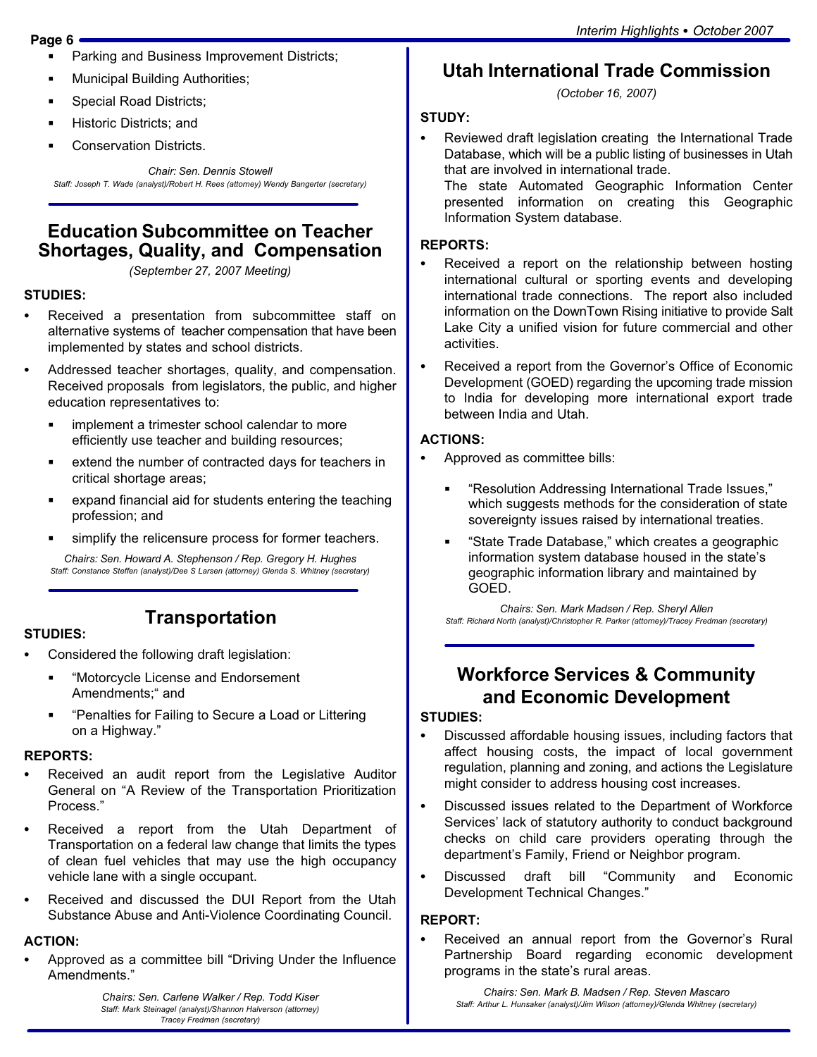- Parking and Business Improvement Districts;
- Municipal Building Authorities;
- Special Road Districts;
- Historic Districts; and
- Conservation Districts.

*Chair: Sen. Dennis Stowell*
*Staff: Joseph T. Wade (analyst)/Robert H. Rees (attorney) Wendy Bangerter (secretary)*

## Education Subcommittee on Teacher Shortages, Quality, and Compensation

*(September 27, 2007 Meeting)*

**STUDIES:**

- Received a presentation from subcommittee staff on alternative systems of teacher compensation that have been implemented by states and school districts.
- Addressed teacher shortages, quality, and compensation. Received proposals from legislators, the public, and higher education representatives to:
  - implement a trimester school calendar to more efficiently use teacher and building resources;
  - extend the number of contracted days for teachers in critical shortage areas;
  - expand financial aid for students entering the teaching profession; and
  - simplify the relicensure process for former teachers.

*Chairs: Sen. Howard A. Stephenson / Rep. Gregory H. Hughes*
*Staff: Constance Steffen (analyst)/Dee S Larsen (attorney) Glenda S. Whitney (secretary)*

## Transportation

**STUDIES:**

- Considered the following draft legislation:
  - "Motorcycle License and Endorsement Amendments;" and
  - "Penalties for Failing to Secure a Load or Littering on a Highway."

**REPORTS:**

- Received an audit report from the Legislative Auditor General on "A Review of the Transportation Prioritization Process."
- Received a report from the Utah Department of Transportation on a federal law change that limits the types of clean fuel vehicles that may use the high occupancy vehicle lane with a single occupant.
- Received and discussed the DUI Report from the Utah Substance Abuse and Anti-Violence Coordinating Council.

**ACTION:**

- Approved as a committee bill "Driving Under the Influence Amendments."

*Chairs: Sen. Carlene Walker / Rep. Todd Kiser*
*Staff: Mark Steinagel (analyst)/Shannon Halverson (attorney) Tracey Fredman (secretary)*

## Utah International Trade Commission

*(October 16, 2007)*

**STUDY:**

- Reviewed draft legislation creating the International Trade Database, which will be a public listing of businesses in Utah that are involved in international trade.
  The state Automated Geographic Information Center presented information on creating this Geographic Information System database.

**REPORTS:**

- Received a report on the relationship between hosting international cultural or sporting events and developing international trade connections. The report also included information on the DownTown Rising initiative to provide Salt Lake City a unified vision for future commercial and other activities.
- Received a report from the Governor's Office of Economic Development (GOED) regarding the upcoming trade mission to India for developing more international export trade between India and Utah.

**ACTIONS:**

- Approved as committee bills:
  - "Resolution Addressing International Trade Issues," which suggests methods for the consideration of state sovereignty issues raised by international treaties.
  - "State Trade Database," which creates a geographic information system database housed in the state's geographic information library and maintained by GOED.

*Chairs: Sen. Mark Madsen / Rep. Sheryl Allen*
*Staff: Richard North (analyst)/Christopher R. Parker (attorney)/Tracey Fredman (secretary)*

## Workforce Services & Community and Economic Development

**STUDIES:**

- Discussed affordable housing issues, including factors that affect housing costs, the impact of local government regulation, planning and zoning, and actions the Legislature might consider to address housing cost increases.
- Discussed issues related to the Department of Workforce Services' lack of statutory authority to conduct background checks on child care providers operating through the department's Family, Friend or Neighbor program.
- Discussed draft bill "Community and Economic Development Technical Changes."

**REPORT:**

- Received an annual report from the Governor's Rural Partnership Board regarding economic development programs in the state's rural areas.

*Chairs: Sen. Mark B. Madsen / Rep. Steven Mascaro*
*Staff: Arthur L. Hunsaker (analyst)/Jim Wilson (attorney)/Glenda Whitney (secretary)*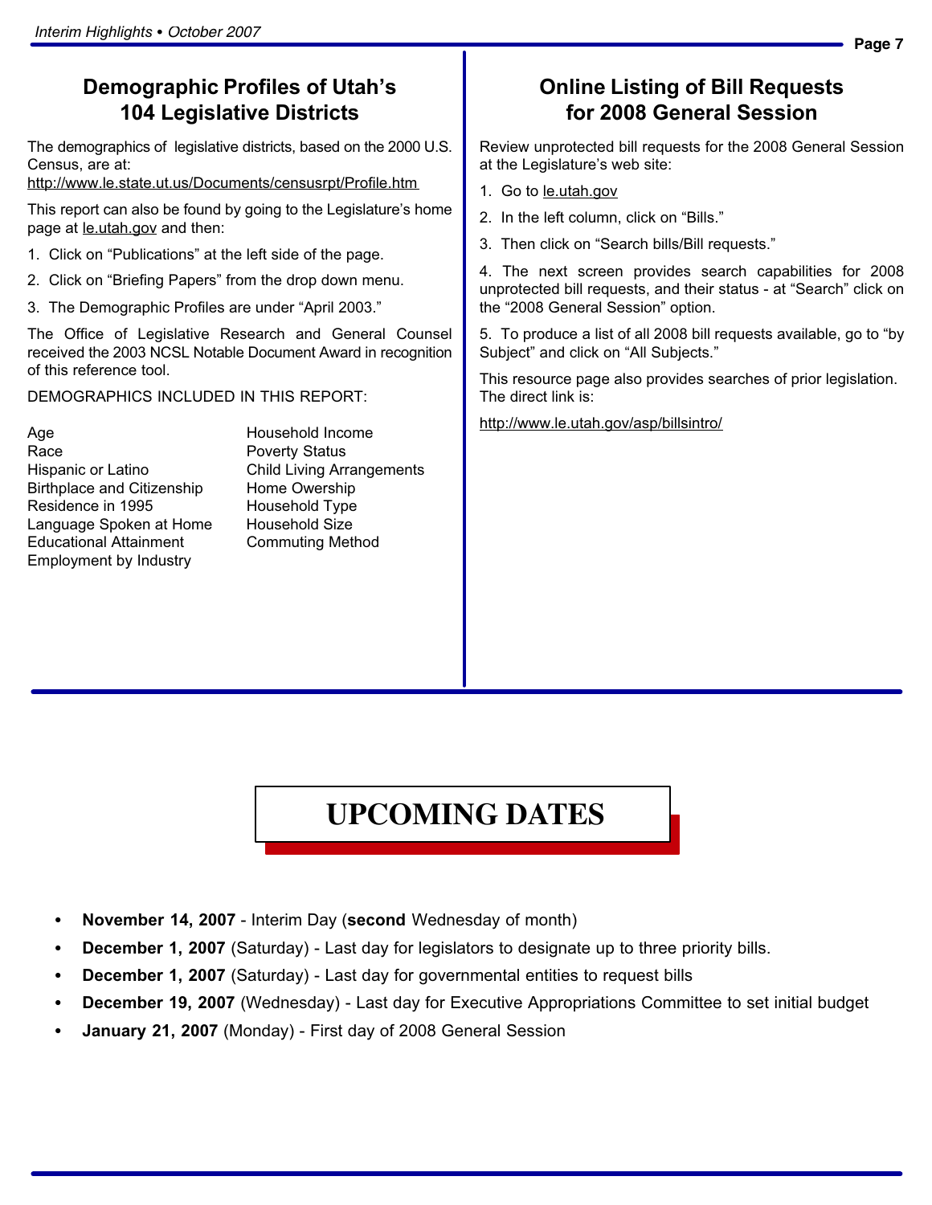## Demographic Profiles of Utah's 104 Legislative Districts

The demographics of legislative districts, based on the 2000 U.S. Census, are at:
http://www.le.state.ut.us/Documents/censusrpt/Profile.htm

This report can also be found by going to the Legislature's home page at le.utah.gov and then:

1. Click on "Publications" at the left side of the page.
2. Click on "Briefing Papers" from the drop down menu.
3. The Demographic Profiles are under "April 2003."

The Office of Legislative Research and General Counsel received the 2003 NCSL Notable Document Award in recognition of this reference tool.

DEMOGRAPHICS INCLUDED IN THIS REPORT:

- Age
- Race
- Hispanic or Latino
- Birthplace and Citizenship
- Residence in 1995
- Language Spoken at Home
- Educational Attainment
- Employment by Industry
- Household Income
- Poverty Status
- Child Living Arrangements
- Home Owership
- Household Type
- Household Size
- Commuting Method

## Online Listing of Bill Requests for 2008 General Session

Review unprotected bill requests for the 2008 General Session at the Legislature's web site:

1. Go to le.utah.gov
2. In the left column, click on "Bills."
3. Then click on "Search bills/Bill requests."
4. The next screen provides search capabilities for 2008 unprotected bill requests, and their status - at "Search" click on the "2008 General Session" option.
5. To produce a list of all 2008 bill requests available, go to "by Subject" and click on "All Subjects."

This resource page also provides searches of prior legislation. The direct link is:

http://www.le.utah.gov/asp/billsintro/

# UPCOMING DATES

- **November 14, 2007** - Interim Day (**second** Wednesday of month)
- **December 1, 2007** (Saturday) - Last day for legislators to designate up to three priority bills.
- **December 1, 2007** (Saturday) - Last day for governmental entities to request bills
- **December 19, 2007** (Wednesday) - Last day for Executive Appropriations Committee to set initial budget
- **January 21, 2007** (Monday) - First day of 2008 General Session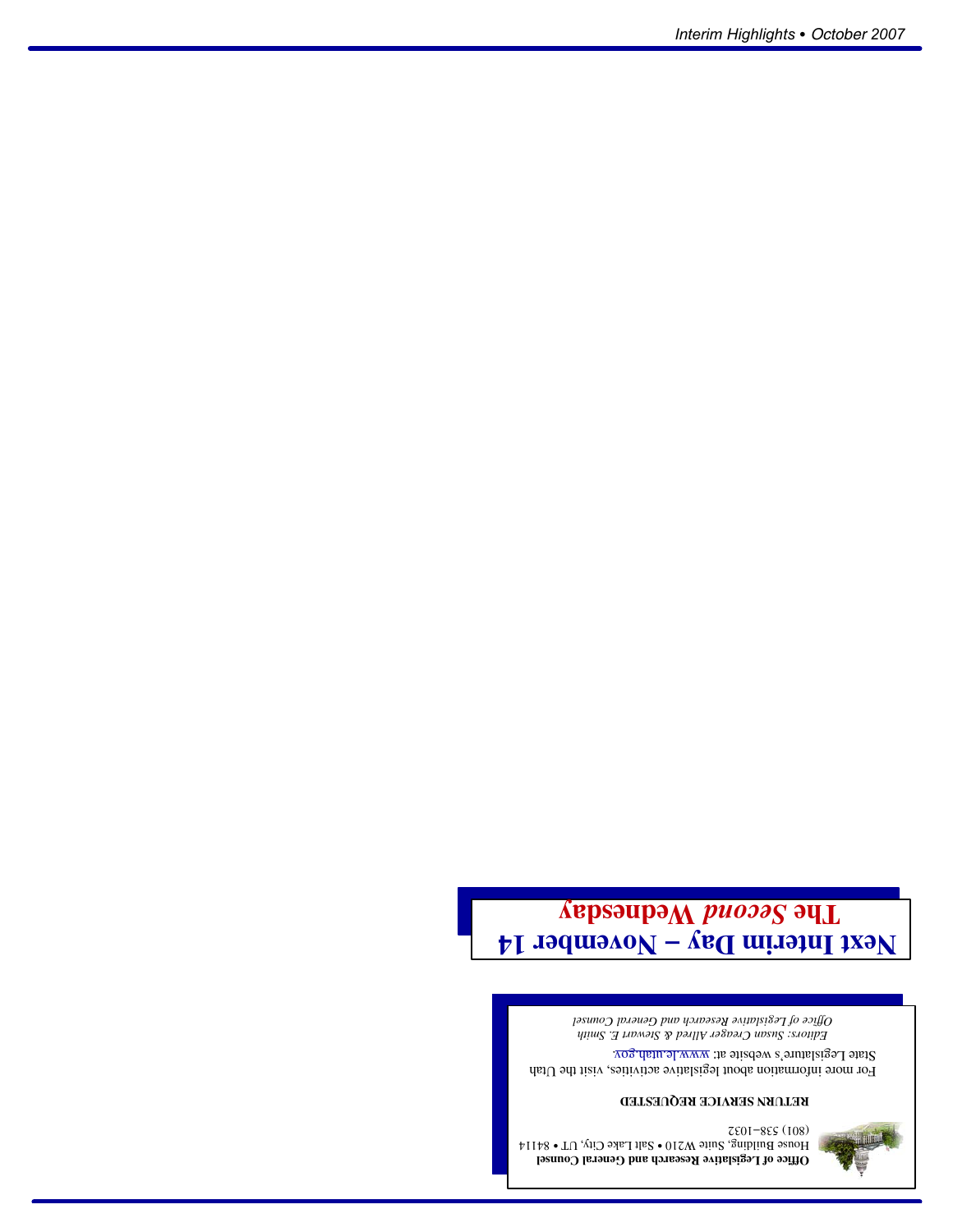# Next Interim Day – November 14

## The *Second* Wednesday

**Office of Legislative Research and General Counsel**
House Building, Suite W210 • Salt Lake City, UT • 84114
(801) 538-1032

**RETURN SERVICE REQUESTED**

For more information about legislative activities, visit the Utah State Legislature's website at: www.le.utah.gov.

*Editors: Susan Creager Allred & Stewart E. Smith*
*Office of Legislative Research and General Counsel*